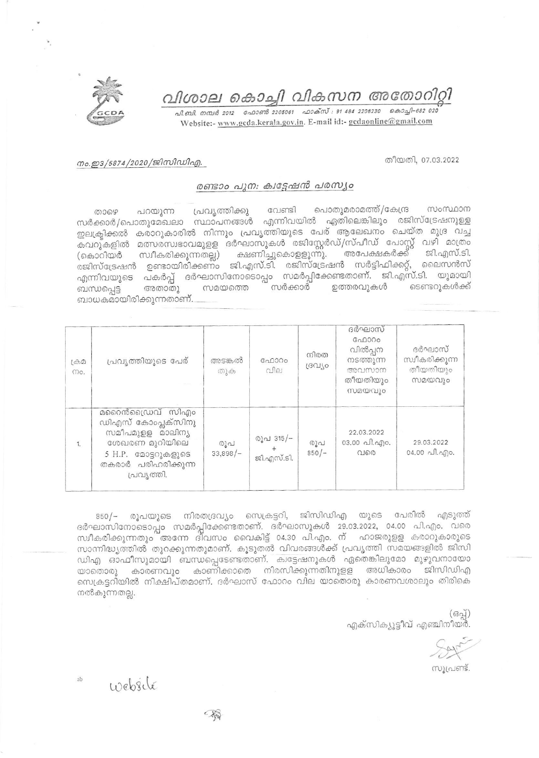# വിശാല കൊച്ചി വികസന അതോറിറ്റി

പി.ബി. നമ്പർ 2012 ഫോൺ 2205061 ഫാക്സ് : 91 484 2206230 കൊച്ചി-682 020
Website:- www.gcda.kerala.gov.in. E-mail id:- gcdaonline@gmail.com

നം.ഇ3/5874/2020/ജിസിഡിഎ.

തീയതി, 07.03.2022

## രണ്ടാം പുന: ക്വട്ടേഷൻ പരസ്യം

താഴെ പറയുന്ന പ്രവൃത്തിക്കു വേണ്ടി പൊതുമരാമത്ത്/കേന്ദ്ര സംസ്ഥാന സർക്കാർ/പൊതുമേഖലാ സ്ഥാപനങ്ങൾ എന്നിവയിൽ ഏതിലെങ്കിലും രജിസ്ട്രേഷനുള്ള ഇലക്ട്രിക്കൽ കരാറുകാരിൽ നിന്നും പ്രവൃത്തിയുടെ പേര് ആലേഖനം ചെയ്ത മുദ്ര വച്ച കവറുകളിൽ മത്സരസ്വഭാവമുള്ള ദർഘാസുകൾ രജിസ്റ്റേർഡ്/സ്പീഡ് പോസ്റ്റ് വഴി മാത്രം (കൊറിയർ സ്വീകരിക്കുന്നതല്ല) ക്ഷണിച്ചുകൊള്ളുന്നു. അപേക്ഷകർക്ക് ജി.എസ്.ടി. രജിസ്ട്രേഷൻ ഉണ്ടായിരിക്കണം ജി.എസ്.ടി. രജിസ്ട്രേഷൻ സർട്ടിഫിക്കറ്റ്, ലൈസൻസ് എന്നിവയുടെ പകർപ്പ് ദർഘാസിനോടൊപ്പം സമർപ്പിക്കേണ്ടതാണ്. ജി.എസ്.ടി. യുമായി ബന്ധപ്പെട്ട അതാതു സമയത്തെ സർക്കാർ ഉത്തരവുകൾ ടെണ്ടറുകൾക്ക് ബാധകമായിരിക്കുന്നതാണ്.

| ക്രമ നം. | പ്രവൃത്തിയുടെ പേര് | അടങ്കൽ തുക | ഫോറം വില | നിരത ദ്രവ്യം | ദർഘാസ് ഫോറം വിൽപ്പന നടത്തുന്ന അവസാന തീയതിയും സമയവും | ദർഘാസ് സ്വീകരിക്കുന്ന തീയതിയും സമയവും |
|---|---|---|---|---|---|---|
| 1. | മറൈൻഡ്രൈവ് സിഎം ഡിഎസ് കോംപ്ലക്സിനു സമീപമുള്ള മാലിന്യ ശേഖരണ മുറിയിലെ 5 H.P. മോട്ടറുകളുടെ തകരാർ പരിഹരിക്കുന്ന പ്രവൃത്തി. | രൂപ 33,898/- | രൂപ 315/- + ജി.എസ്.ടി. | രൂപ 850/- | 22.03.2022 03.00 പി.എം. വരെ | 29.03.2022 04.00 പി.എം. |

850/- രൂപയുടെ നിരതദ്രവ്യം സെക്രട്ടറി, ജിസിഡിഎ യുടെ പേരിൽ എടുത്ത് ദർഘാസിനോടൊപ്പം സമർപ്പിക്കേണ്ടതാണ്. ദർഘാസുകൾ 29.03.2022, 04.00 പി.എം. വരെ സ്വീകരിക്കുന്നതും അന്നേ ദിവസം വൈകിട്ട് 04.30 പി.എം. ന് ഹാജരുള്ള കരാറുകാരുടെ സാന്നിദ്ധ്യത്തിൽ തുറക്കുന്നതുമാണ്. കൂടുതൽ വിവരങ്ങൾക്ക് പ്രവൃത്തി സമയങ്ങളിൽ ജിസി ഡിഎ ഓഫീസുമായി ബന്ധപ്പെടേണ്ടതാണ്. ക്വട്ടേഷനുകൾ ഏതെങ്കിലുമോ മുഴുവനായോ യാതൊരു കാരണവും കാണിക്കാതെ നിരസിക്കുന്നതിനുള്ള അധികാരം ജിസിഡിഎ സെക്രട്ടറിയിൽ നിക്ഷിപ്തമാണ്. ദർഘാസ് ഫോറം വില യാതൊരു കാരണവശാലും തിരികെ നൽകുന്നതല്ല.

(ഒപ്പ്)
എക്സിക്യൂട്ടീവ് എഞ്ചിനീയർ.

സൂപ്രണ്ട്.

website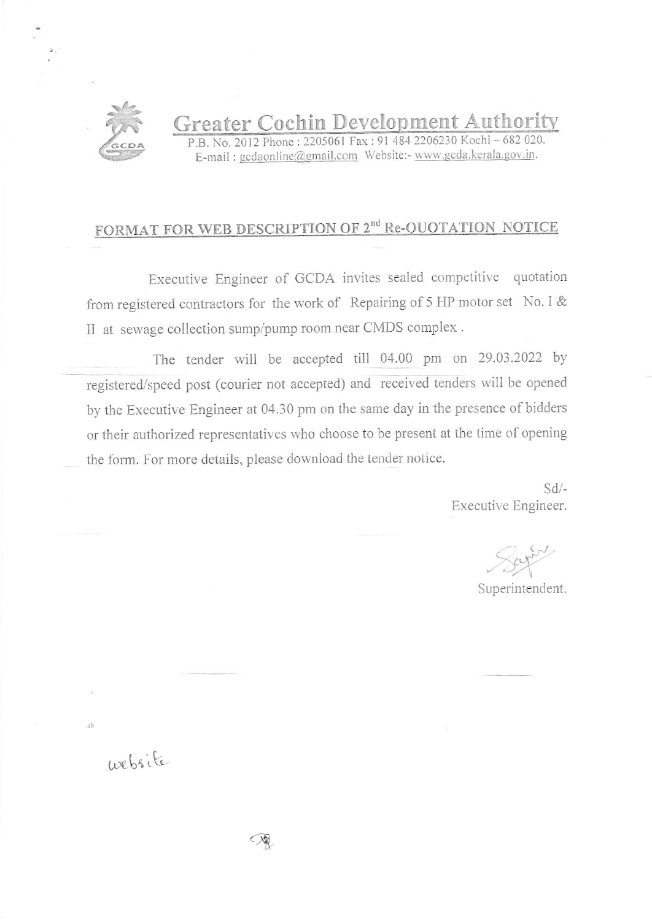# Greater Cochin Development Authority

P.B. No. 2012 Phone : 2205061 Fax : 91 484 2206230 Kochi – 682 020.
E-mail : gcdaonline@gmail.com Website:- www.gcda.kerala.gov.in.

## FORMAT FOR WEB DESCRIPTION OF 2nd Re-QUOTATION NOTICE

Executive Engineer of GCDA invites sealed competitive quotation from registered contractors for the work of Repairing of 5 HP motor set No. I & II at sewage collection sump/pump room near CMDS complex .

The tender will be accepted till 04.00 pm on 29.03.2022 by registered/speed post (courier not accepted) and received tenders will be opened by the Executive Engineer at 04.30 pm on the same day in the presence of bidders or their authorized representatives who choose to be present at the time of opening the form. For more details, please download the tender notice.

Sd/-
Executive Engineer.

Superintendent.

ab

website